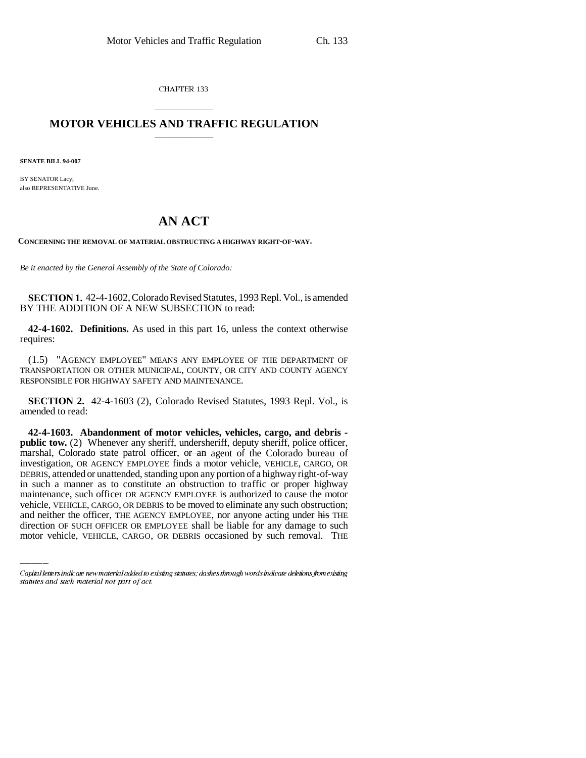CHAPTER 133

# MOTOR VEHICLES AND TRAFFIC REGULATION

**SENATE BILL 94-007**

BY SENATOR Lacy;
also REPRESENTATIVE June.

# AN ACT

**CONCERNING THE REMOVAL OF MATERIAL OBSTRUCTING A HIGHWAY RIGHT-OF-WAY.**

*Be it enacted by the General Assembly of the State of Colorado:*

**SECTION 1.** 42-4-1602, Colorado Revised Statutes, 1993 Repl. Vol., is amended BY THE ADDITION OF A NEW SUBSECTION to read:

**42-4-1602. Definitions.** As used in this part 16, unless the context otherwise requires:

(1.5) "AGENCY EMPLOYEE" MEANS ANY EMPLOYEE OF THE DEPARTMENT OF TRANSPORTATION OR OTHER MUNICIPAL, COUNTY, OR CITY AND COUNTY AGENCY RESPONSIBLE FOR HIGHWAY SAFETY AND MAINTENANCE.

**SECTION 2.** 42-4-1603 (2), Colorado Revised Statutes, 1993 Repl. Vol., is amended to read:

**42-4-1603. Abandonment of motor vehicles, vehicles, cargo, and debris - public tow.** (2) Whenever any sheriff, undersheriff, deputy sheriff, police officer, marshal, Colorado state patrol officer, ~~or an~~ agent of the Colorado bureau of investigation, OR AGENCY EMPLOYEE finds a motor vehicle, VEHICLE, CARGO, OR DEBRIS, attended or unattended, standing upon any portion of a highway right-of-way in such a manner as to constitute an obstruction to traffic or proper highway maintenance, such officer OR AGENCY EMPLOYEE is authorized to cause the motor vehicle, VEHICLE, CARGO, OR DEBRIS to be moved to eliminate any such obstruction; and neither the officer, THE AGENCY EMPLOYEE, nor anyone acting under ~~his~~ THE direction OF SUCH OFFICER OR EMPLOYEE shall be liable for any damage to such motor vehicle, VEHICLE, CARGO, OR DEBRIS occasioned by such removal. THE

Capital letters indicate new material added to existing statutes; dashes through words indicate deletions from existing statutes and such material not part of act.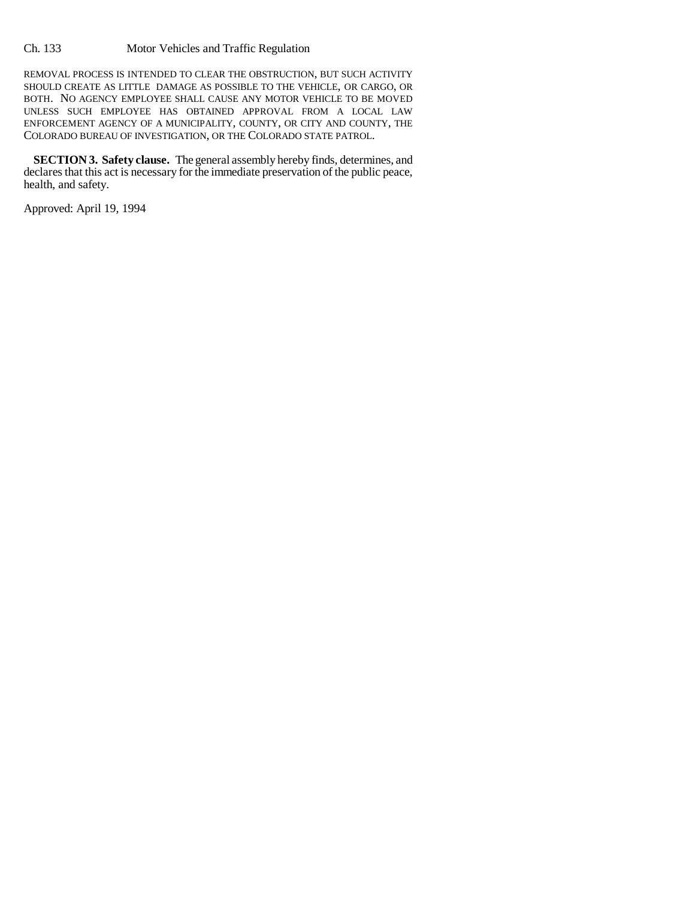REMOVAL PROCESS IS INTENDED TO CLEAR THE OBSTRUCTION, BUT SUCH ACTIVITY SHOULD CREATE AS LITTLE DAMAGE AS POSSIBLE TO THE VEHICLE, OR CARGO, OR BOTH. NO AGENCY EMPLOYEE SHALL CAUSE ANY MOTOR VEHICLE TO BE MOVED UNLESS SUCH EMPLOYEE HAS OBTAINED APPROVAL FROM A LOCAL LAW ENFORCEMENT AGENCY OF A MUNICIPALITY, COUNTY, OR CITY AND COUNTY, THE COLORADO BUREAU OF INVESTIGATION, OR THE COLORADO STATE PATROL.

**SECTION 3. Safety clause.** The general assembly hereby finds, determines, and declares that this act is necessary for the immediate preservation of the public peace, health, and safety.

Approved: April 19, 1994